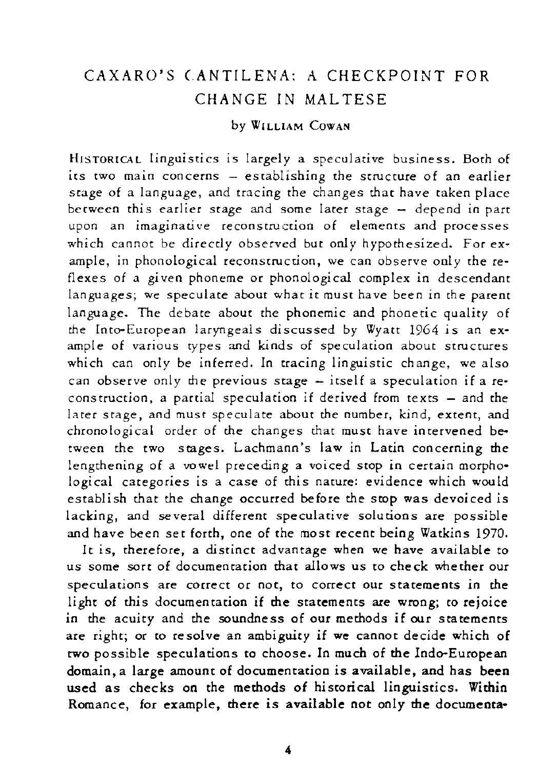# CAXARO'S CANTILENA: A CHECKPOINT FOR CHANGE IN MALTESE

by William Cowan

Historical linguistics is largely a speculative business. Both of its two main concerns – establishing the structure of an earlier stage of a language, and tracing the changes that have taken place between this earlier stage and some later stage – depend in part upon an imaginative reconstruction of elements and processes which cannot be directly observed but only hypothesized. For example, in phonological reconstruction, we can observe only the reflexes of a given phoneme or phonological complex in descendant languages; we speculate about what it must have been in the parent language. The debate about the phonemic and phonetic quality of the Into-European laryngeals discussed by Wyatt 1964 is an example of various types and kinds of speculation about structures which can only be inferred. In tracing linguistic change, we also can observe only the previous stage – itself a speculation if a reconstruction, a partial speculation if derived from texts – and the later stage, and must speculate about the number, kind, extent, and chronological order of the changes that must have intervened between the two stages. Lachmann's law in Latin concerning the lengthening of a vowel preceding a voiced stop in certain morphological categories is a case of this nature: evidence which would establish that the change occurred before the stop was devoiced is lacking, and several different speculative solutions are possible and have been set forth, one of the most recent being Watkins 1970.

It is, therefore, a distinct advantage when we have available to us some sort of documentation that allows us to check whether our speculations are correct or not, to correct our statements in the light of this documentation if the statements are wrong; to rejoice in the acuity and the soundness of our methods if our statements are right; or to resolve an ambiguity if we cannot decide which of two possible speculations to choose. In much of the Indo-European domain, a large amount of documentation is available, and has been used as checks on the methods of historical linguistics. Within Romance, for example, there is available not only the documenta-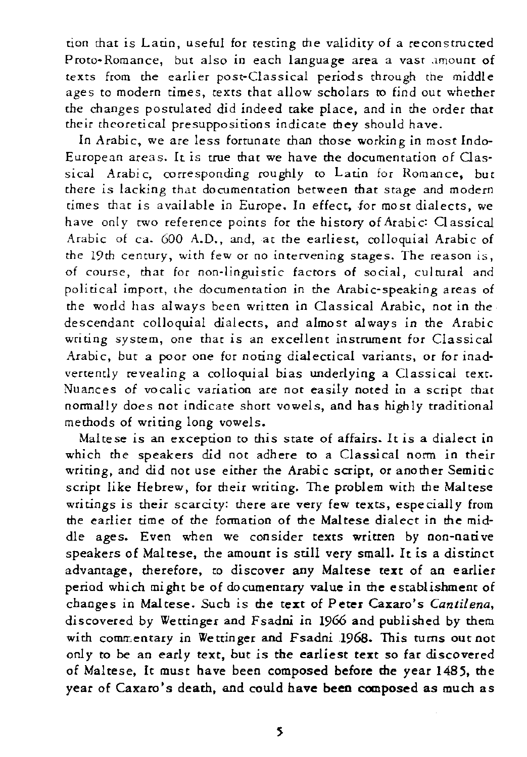tion that is Latin, useful for testing the validity of a reconstructed Proto-Romance, but also in each language area a vast amount of texts from the earlier post-Classical periods through the middle ages to modern times, texts that allow scholars to find out whether the changes postulated did indeed take place, and in the order that their theoretical presuppositions indicate they should have.

In Arabic, we are less fortunate than those working in most Indo-European areas. It is true that we have the documentation of Classical Arabic, corresponding roughly to Latin for Romance, but there is lacking that documentation between that stage and modern times that is available in Europe. In effect, for most dialects, we have only two reference points for the history of Arabic: Classical Arabic of ca. 600 A.D., and, at the earliest, colloquial Arabic of the 19th century, with few or no intervening stages. The reason is, of course, that for non-linguistic factors of social, cultural and political import, the documentation in the Arabic-speaking areas of the world has always been written in Classical Arabic, not in the descendant colloquial dialects, and almost always in the Arabic writing system, one that is an excellent instrument for Classical Arabic, but a poor one for noting dialectical variants, or for inadvertently revealing a colloquial bias underlying a Classical text. Nuances of vocalic variation are not easily noted in a script that normally does not indicate short vowels, and has highly traditional methods of writing long vowels.

Maltese is an exception to this state of affairs. It is a dialect in which the speakers did not adhere to a Classical norm in their writing, and did not use either the Arabic script, or another Semitic script like Hebrew, for their writing. The problem with the Maltese writings is their scarcity: there are very few texts, especially from the earlier time of the formation of the Maltese dialect in the middle ages. Even when we consider texts written by non-native speakers of Maltese, the amount is still very small. It is a distinct advantage, therefore, to discover any Maltese text of an earlier period which might be of documentary value in the establishment of changes in Maltese. Such is the text of Peter Caxaro's *Cantilena*, discovered by Wettinger and Fsadni in 1966 and published by them with commentary in Wettinger and Fsadni 1968. This turns out not only to be an early text, but is the earliest text so far discovered of Maltese, It must have been composed before the year 1485, the year of Caxaro's death, and could have been composed as much as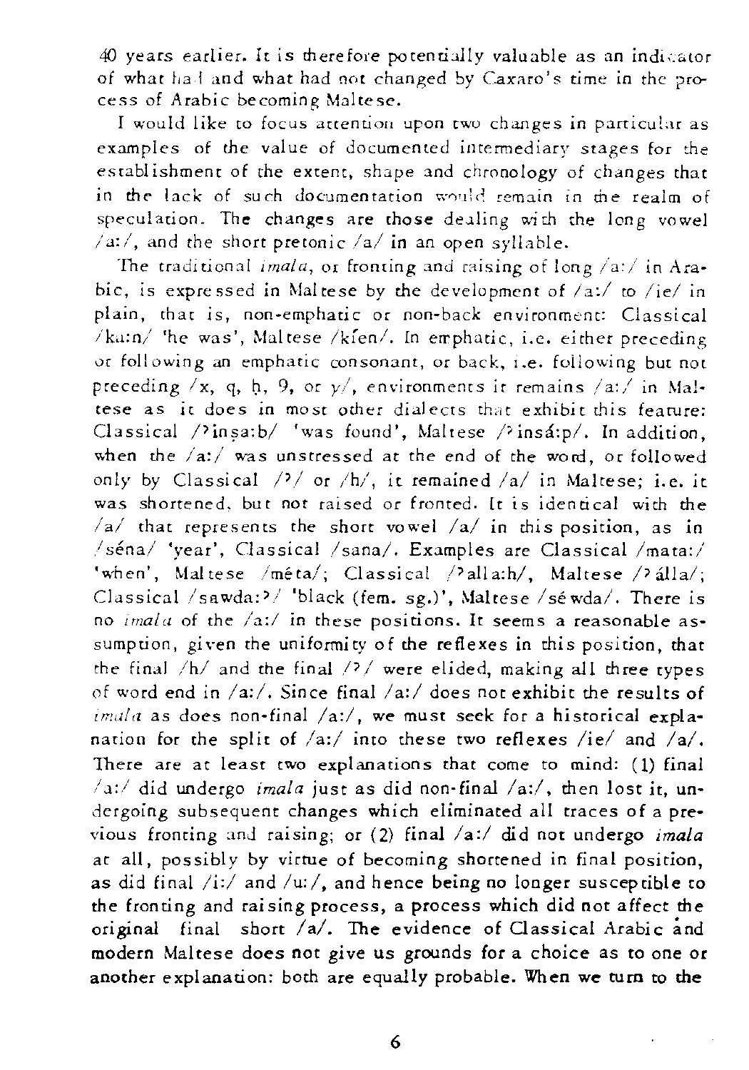40 years earlier. It is therefore potentially valuable as an indicator of what had and what had not changed by Caxaro's time in the process of Arabic becoming Maltese.

I would like to focus attention upon two changes in particular as examples of the value of documented intermediary stages for the establishment of the extent, shape and chronology of changes that in the lack of such documentation would remain in the realm of speculation. The changes are those dealing with the long vowel /a:/, and the short pretonic /a/ in an open syllable.

The traditional *imala*, or fronting and raising of long /a:/ in Arabic, is expressed in Maltese by the development of /a:/ to /ie/ in plain, that is, non-emphatic or non-back environment: Classical /ka:n/ 'he was', Maltese /kíen/. In emphatic, i.e. either preceding or following an emphatic consonant, or back, i.e. following but not preceding /x, q, ḥ, 9, or γ/, environments it remains /a:/ in Maltese as it does in most other dialects that exhibit this feature: Classical /ʔinṣa:b/ 'was found', Maltese /ʔinṣá:p/. In addition, when the /a:/ was unstressed at the end of the word, or followed only by Classical /ʔ/ or /h/, it remained /a/ in Maltese; i.e. it was shortened, but not raised or fronted. It is identical with the /a/ that represents the short vowel /a/ in this position, as in /séna/ 'year', Classical /sana/. Examples are Classical /mata:/ 'when', Maltese /méta/; Classical /ʔalla:h/, Maltese /ʔálla/; Classical /sawda:ʔ/ 'black (fem. sg.)', Maltese /séwda/. There is no *imala* of the /a:/ in these positions. It seems a reasonable assumption, given the uniformity of the reflexes in this position, that the final /h/ and the final /ʔ/ were elided, making all three types of word end in /a:/. Since final /a:/ does not exhibit the results of *imala* as does non-final /a:/, we must seek for a historical explanation for the split of /a:/ into these two reflexes /ie/ and /a/. There are at least two explanations that come to mind: (1) final /a:/ did undergo *imala* just as did non-final /a:/, then lost it, undergoing subsequent changes which eliminated all traces of a previous fronting and raising; or (2) final /a:/ did not undergo *imala* at all, possibly by virtue of becoming shortened in final position, as did final /i:/ and /u:/, and hence being no longer susceptible to the fronting and raising process, a process which did not affect the original final short /a/. The evidence of Classical Arabic and modern Maltese does not give us grounds for a choice as to one or another explanation: both are equally probable. When we turn to the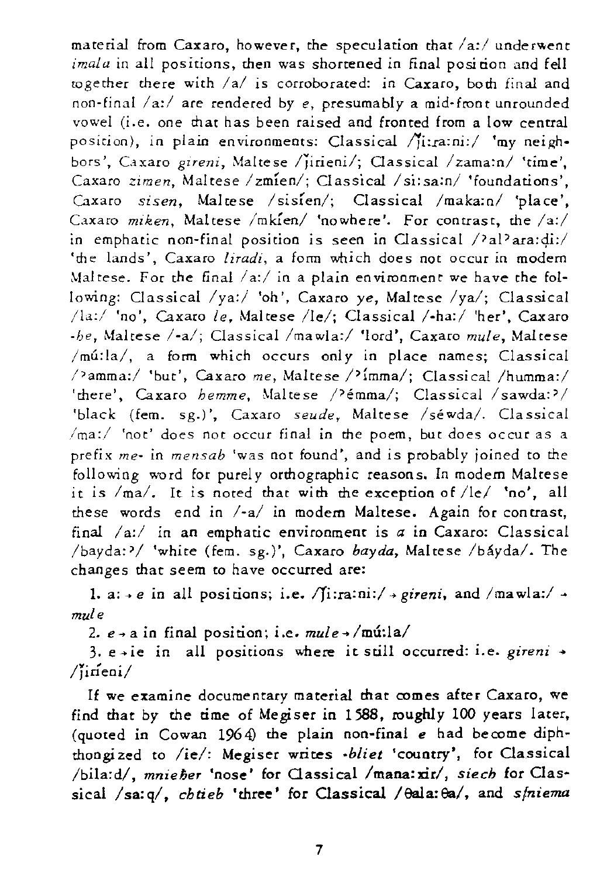material from Caxaro, however, the speculation that /a:/ underwent *imala* in all positions, then was shortened in final position and fell together there with /a/ is corroborated: in Caxaro, both final and non-final /a:/ are rendered by *e*, presumably a mid-front unrounded vowel (i.e. one that has been raised and fronted from a low central position), in plain environments: Classical /ǰi:ra:ni:/ 'my neighbors', Caxaro *gireni*, Maltese /ǰirǐeni/; Classical /zama:n/ 'time', Caxaro *zimen*, Maltese /zmǐen/; Classical /si:sa:n/ 'foundations', Caxaro *sisen*, Maltese /sisǐen/; Classical /maka:n/ 'place', Caxaro *miken*, Maltese /mkǐen/ 'nowhere'. For contrast, the /a:/ in emphatic non-final position is seen in Classical /ʔalʔara:ḍi:/ 'the lands', Caxaro *liradi*, a form which does not occur in modern Maltese. For the final /a:/ in a plain environment we have the following: Classical /ya:/ 'oh', Caxaro *ye*, Maltese /ya/; Classical /la:/ 'no', Caxaro *le*, Maltese /le/; Classical /-ha:/ 'her', Caxaro *-he*, Maltese /-a/; Classical /mawla:/ 'lord', Caxaro *mule*, Maltese /mú:la/, a form which occurs only in place names; Classical /ʔamma:/ 'but', Caxaro *me*, Maltese /ʔímma/; Classical /humma:/ 'there', Caxaro *hemme*, Maltese /ʔémma/; Classical /sawda:ʔ/ 'black (fem. sg.)', Caxaro *seude*, Maltese /séwda/. Classical /ma:/ 'not' does not occur final in the poem, but does occur as a prefix *me-* in *mensab* 'was not found', and is probably joined to the following word for purely orthographic reasons. In modern Maltese it is /ma/. It is noted that with the exception of /le/ 'no', all these words end in /-a/ in modern Maltese. Again for contrast, final /a:/ in an emphatic environment is *a* in Caxaro: Classical /bayda:ʔ/ 'white (fem. sg.)', Caxaro *bayda*, Maltese /báyda/. The changes that seem to have occurred are:

1. a: → *e* in all positions; i.e. /ǰi:ra:ni:/ → *gireni*, and /mawla:/ → *mule*

2. *e* → a in final position; i.e. *mule* → /mú:la/

3. e → ie in all positions where it still occurred: i.e. *gireni* → /ǰirǐeni/

If we examine documentary material that comes after Caxaro, we find that by the time of Megiser in 1588, roughly 100 years later, (quoted in Cowan 1964) the plain non-final *e* had become diphthongized to /ie/: Megiser writes *-bliet* 'country', for Classical /bila:d/, *mnieher* 'nose' for Classical /mana:xir/, *siech* for Classical /sa:q/, *chtieb* 'three' for Classical /θala:θa/, and *sfniema*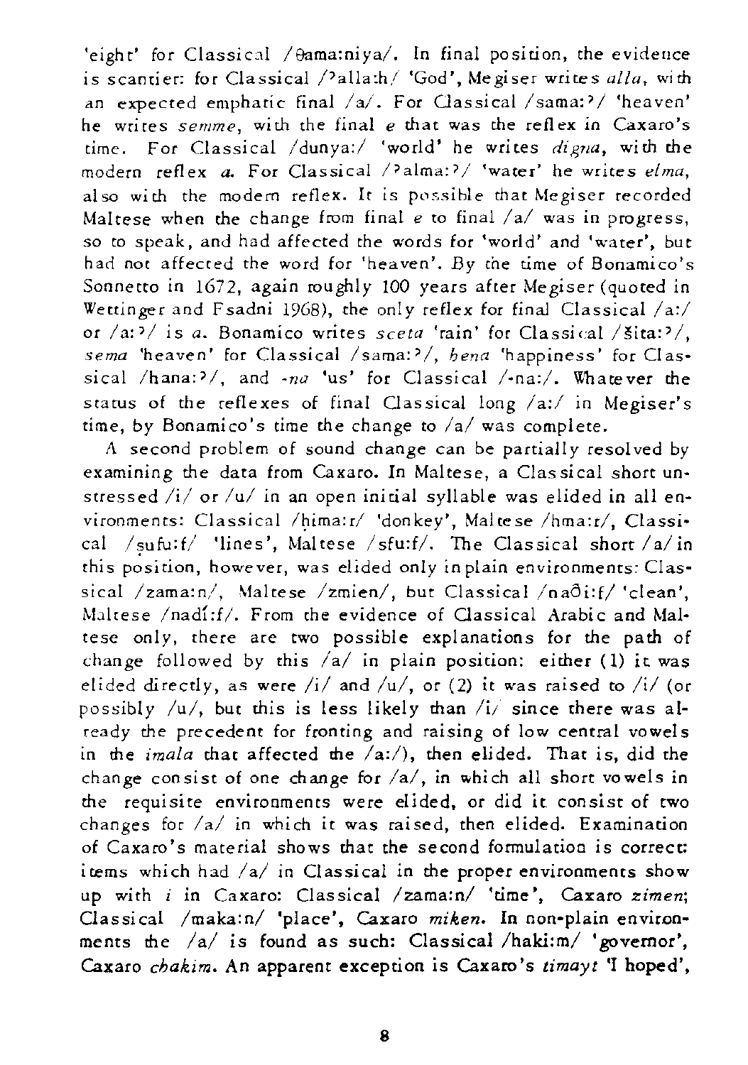'eight' for Classical /θama:niya/. In final position, the evidence is scantier: for Classical /ʔalla:h/ 'God', Megiser writes *alla*, with an expected emphatic final /a/. For Classical /sama:ʔ/ 'heaven' he writes *semme*, with the final *e* that was the reflex in Caxaro's time. For Classical /dunya:/ 'world' he writes *digna*, with the modern reflex *a*. For Classical /ʔalma:ʔ/ 'water' he writes *elma*, also with the modern reflex. It is possible that Megiser recorded Maltese when the change from final *e* to final /a/ was in progress, so to speak, and had affected the words for 'world' and 'water', but had not affected the word for 'heaven'. By the time of Bonamico's Sonnetto in 1672, again roughly 100 years after Megiser (quoted in Wettinger and Fsadni 1968), the only reflex for final Classical /a:/ or /a:ʔ/ is *a*. Bonamico writes *sceta* 'rain' for Classical /šita:ʔ/, *sema* 'heaven' for Classical /sama:ʔ/, *hena* 'happiness' for Classical /hana:ʔ/, and *-na* 'us' for Classical /-na:/. Whatever the status of the reflexes of final Classical long /a:/ in Megiser's time, by Bonamico's time the change to /a/ was complete.

A second problem of sound change can be partially resolved by examining the data from Caxaro. In Maltese, a Classical short unstressed /i/ or /u/ in an open initial syllable was elided in all environments: Classical /ḥima:r/ 'donkey', Maltese /hma:r/, Classical /ṣufu:f/ 'lines', Maltese /sfu:f/. The Classical short /a/ in this position, however, was elided only in plain environments: Classical /zama:n/, Maltese /zmien/, but Classical /naði:f/ 'clean', Maltese /nadí:f/. From the evidence of Classical Arabic and Maltese only, there are two possible explanations for the path of change followed by this /a/ in plain position: either (1) it was elided directly, as were /i/ and /u/, or (2) it was raised to /i/ (or possibly /u/, but this is less likely than /i/ since there was already the precedent for fronting and raising of low central vowels in the *imala* that affected the /a:/), then elided. That is, did the change consist of one change for /a/, in which all short vowels in the requisite environments were elided, or did it consist of two changes for /a/ in which it was raised, then elided. Examination of Caxaro's material shows that the second formulation is correct: items which had /a/ in Classical in the proper environments show up with *i* in Caxaro: Classical /zama:n/ 'time', Caxaro *zimen*; Classical /maka:n/ 'place', Caxaro *miken*. In non-plain environments the /a/ is found as such: Classical /haki:m/ 'governor', Caxaro *chakim*. An apparent exception is Caxaro's *timayt* 'I hoped',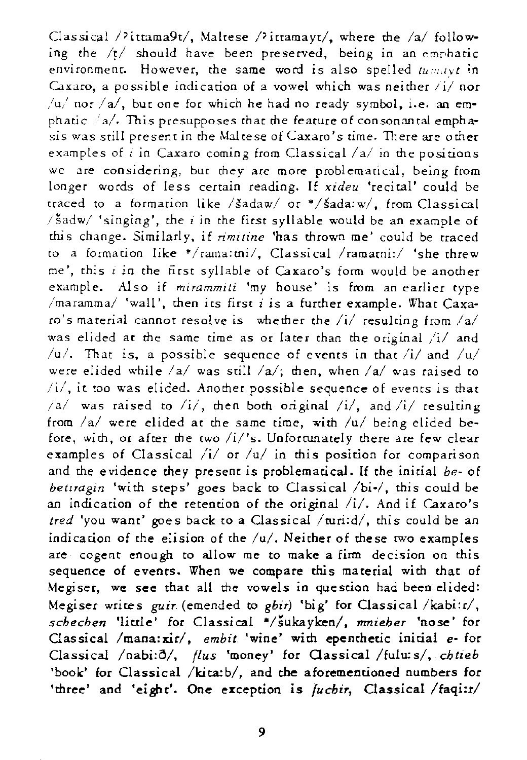Classical /ʔittama9t/, Maltese /ʔittamayt/, where the /a/ following the /ṭ/ should have been preserved, being in an emphatic environment. However, the same word is also spelled *tumayt* in Caxaro, a possible indication of a vowel which was neither /i/ nor /u/ nor /a/, but one for which he had no ready symbol, i.e. an emphatic /a/. This presupposes that the feature of consonantal emphasis was still present in the Maltese of Caxaro's time. There are other examples of *i* in Caxaro coming from Classical /a/ in the positions we are considering, but they are more problematical, being from longer words of less certain reading. If *xideu* 'recital' could be traced to a formation like /šadaw/ or */šada:w/, from Classical /šadw/ 'singing', the *i* in the first syllable would be an example of this change. Similarly, if *rimitine* 'has thrown me' could be traced to a formation like */rama:tni/, Classical /ramatni:/ 'she threw me', this *i* in the first syllable of Caxaro's form would be another example. Also if *mirammiti* 'my house' is from an earlier type /maramma/ 'wall', then its first *i* is a further example. What Caxaro's material cannot resolve is whether the /i/ resulting from /a/ was elided at the same time as or later than the original /i/ and /u/. That is, a possible sequence of events in that /i/ and /u/ were elided while /a/ was still /a/; then, when /a/ was raised to /i/, it too was elided. Another possible sequence of events is that /a/ was raised to /i/, then both original /i/, and /i/ resulting from /a/ were elided at the same time, with /u/ being elided before, with, or after the two /i/'s. Unfortunately there are few clear examples of Classical /i/ or /u/ in this position for comparison and the evidence they present is problematical. If the initial *be-* of *betiragin* 'with steps' goes back to Classical /bi-/, this could be an indication of the retention of the original /i/. And if Caxaro's *tred* 'you want' goes back to a Classical /turi:d/, this could be an indication of the elision of the /u/. Neither of these two examples are cogent enough to allow me to make a firm decision on this sequence of events. When we compare this material with that of Megiser, we see that all the vowels in question had been elided: Megiser writes *guir* (emended to *gbir*) 'big' for Classical /kabi:r/, *schechen* 'little' for Classical */šukayken/, *mnieher* 'nose' for Classical /mana:xir/, *embit* 'wine' with epenthetic initial *e-* for Classical /nabi:ð/, *flus* 'money' for Classical /fulu:s/, *chtieb* 'book' for Classical /kita:b/, and the aforementioned numbers for 'three' and 'eight'. One exception is *fuchir*, Classical /faqi:r/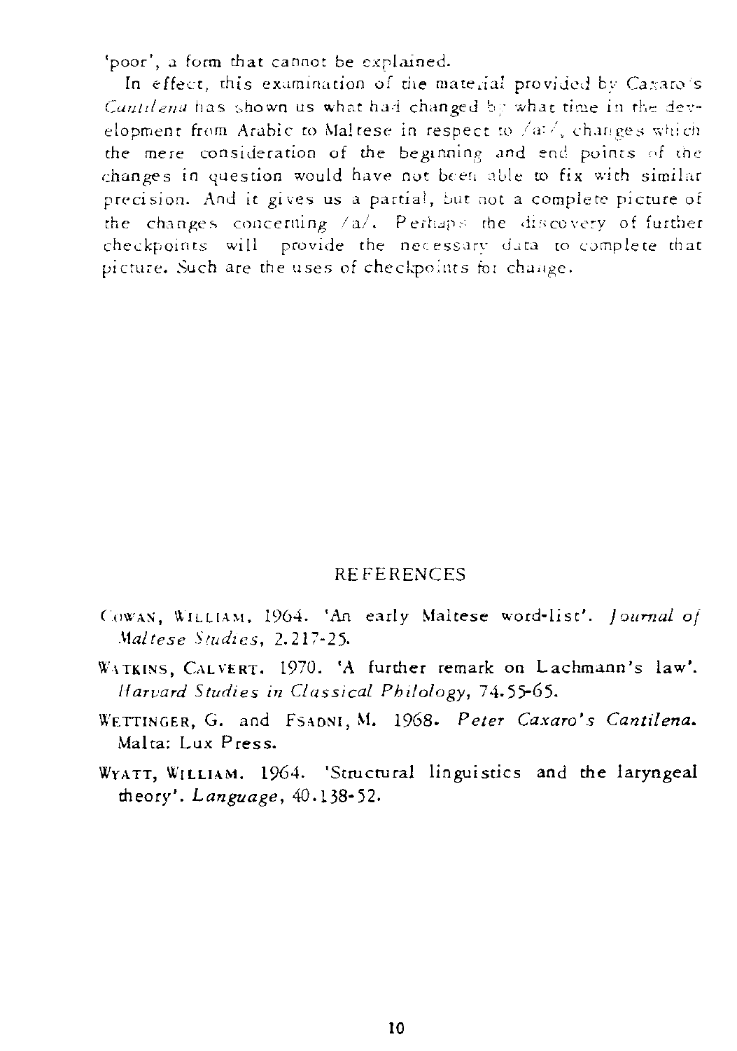'poor', a form that cannot be explained.

In effect, this examination of the material provided by Caxaro's *Cantilena* has shown us what had changed by what time in the development from Arabic to Maltese in respect to /aː/, changes which the mere consideration of the beginning and end points of the changes in question would have not been able to fix with similar precision. And it gives us a partial, but not a complete picture of the changes concerning /a/. Perhaps the discovery of further checkpoints will provide the necessary data to complete that picture. Such are the uses of checkpoints for change.

## REFERENCES

COWAN, WILLIAM. 1964. 'An early Maltese word-list'. *Journal of Maltese Studies*, 2.217-25.

WATKINS, CALVERT. 1970. 'A further remark on Lachmann's law'. *Harvard Studies in Classical Philology*, 74.55-65.

WETTINGER, G. and FSADNI, M. 1968. *Peter Caxaro's Cantilena*. Malta: Lux Press.

WYATT, WILLIAM. 1964. 'Structural linguistics and the laryngeal theory'. *Language*, 40.138-52.